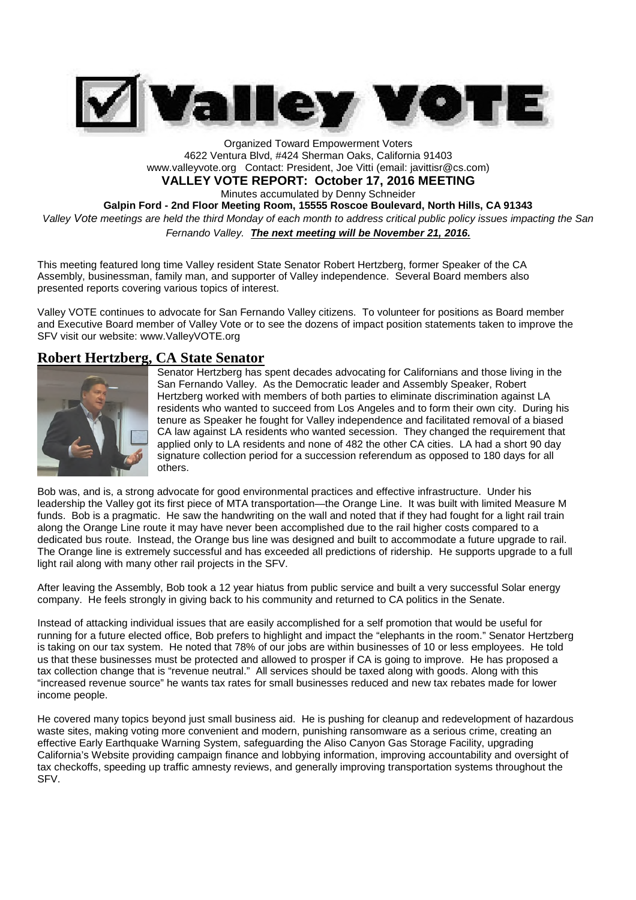# Valley VOTE

Organized Toward Empowerment Voters
4622 Ventura Blvd, #424 Sherman Oaks, California 91403
www.valleyvote.org Contact: President, Joe Vitti (email: javittisr@cs.com)

**VALLEY VOTE REPORT: October 17, 2016 MEETING**

Minutes accumulated by Denny Schneider

**Galpin Ford - 2nd Floor Meeting Room, 15555 Roscoe Boulevard, North Hills, CA 91343**

*Valley Vote meetings are held the third Monday of each month to address critical public policy issues impacting the San Fernando Valley.* ***The next meeting will be November 21, 2016.***

This meeting featured long time Valley resident State Senator Robert Hertzberg, former Speaker of the CA Assembly, businessman, family man, and supporter of Valley independence. Several Board members also presented reports covering various topics of interest.

Valley VOTE continues to advocate for San Fernando Valley citizens. To volunteer for positions as Board member and Executive Board member of Valley Vote or to see the dozens of impact position statements taken to improve the SFV visit our website: www.ValleyVOTE.org

## Robert Hertzberg, CA State Senator

Senator Hertzberg has spent decades advocating for Californians and those living in the San Fernando Valley. As the Democratic leader and Assembly Speaker, Robert Hertzberg worked with members of both parties to eliminate discrimination against LA residents who wanted to succeed from Los Angeles and to form their own city. During his tenure as Speaker he fought for Valley independence and facilitated removal of a biased CA law against LA residents who wanted secession. They changed the requirement that applied only to LA residents and none of 482 the other CA cities. LA had a short 90 day signature collection period for a succession referendum as opposed to 180 days for all others.

Bob was, and is, a strong advocate for good environmental practices and effective infrastructure. Under his leadership the Valley got its first piece of MTA transportation—the Orange Line. It was built with limited Measure M funds. Bob is a pragmatic. He saw the handwriting on the wall and noted that if they had fought for a light rail train along the Orange Line route it may have never been accomplished due to the rail higher costs compared to a dedicated bus route. Instead, the Orange bus line was designed and built to accommodate a future upgrade to rail. The Orange line is extremely successful and has exceeded all predictions of ridership. He supports upgrade to a full light rail along with many other rail projects in the SFV.

After leaving the Assembly, Bob took a 12 year hiatus from public service and built a very successful Solar energy company. He feels strongly in giving back to his community and returned to CA politics in the Senate.

Instead of attacking individual issues that are easily accomplished for a self promotion that would be useful for running for a future elected office, Bob prefers to highlight and impact the "elephants in the room." Senator Hertzberg is taking on our tax system. He noted that 78% of our jobs are within businesses of 10 or less employees. He told us that these businesses must be protected and allowed to prosper if CA is going to improve. He has proposed a tax collection change that is "revenue neutral." All services should be taxed along with goods. Along with this "increased revenue source" he wants tax rates for small businesses reduced and new tax rebates made for lower income people.

He covered many topics beyond just small business aid. He is pushing for cleanup and redevelopment of hazardous waste sites, making voting more convenient and modern, punishing ransomware as a serious crime, creating an effective Early Earthquake Warning System, safeguarding the Aliso Canyon Gas Storage Facility, upgrading California's Website providing campaign finance and lobbying information, improving accountability and oversight of tax checkoffs, speeding up traffic amnesty reviews, and generally improving transportation systems throughout the SFV.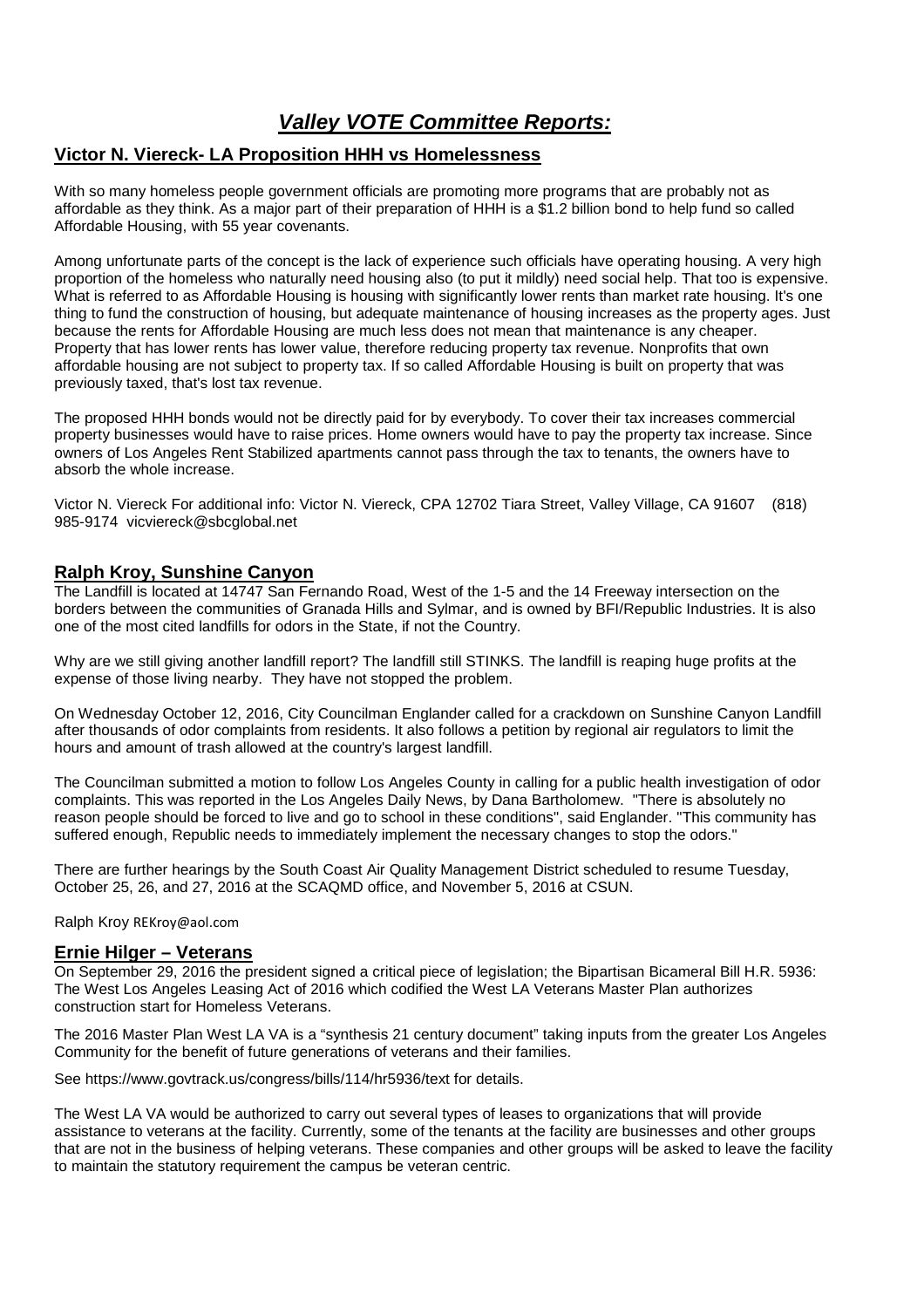# ***Valley VOTE Committee Reports:***

## Victor N. Viereck- LA Proposition HHH vs Homelessness

With so many homeless people government officials are promoting more programs that are probably not as affordable as they think. As a major part of their preparation of HHH is a $1.2 billion bond to help fund so called Affordable Housing, with 55 year covenants.

Among unfortunate parts of the concept is the lack of experience such officials have operating housing. A very high proportion of the homeless who naturally need housing also (to put it mildly) need social help. That too is expensive. What is referred to as Affordable Housing is housing with significantly lower rents than market rate housing. It's one thing to fund the construction of housing, but adequate maintenance of housing increases as the property ages. Just because the rents for Affordable Housing are much less does not mean that maintenance is any cheaper. Property that has lower rents has lower value, therefore reducing property tax revenue. Nonprofits that own affordable housing are not subject to property tax. If so called Affordable Housing is built on property that was previously taxed, that's lost tax revenue.

The proposed HHH bonds would not be directly paid for by everybody. To cover their tax increases commercial property businesses would have to raise prices. Home owners would have to pay the property tax increase. Since owners of Los Angeles Rent Stabilized apartments cannot pass through the tax to tenants, the owners have to absorb the whole increase.

Victor N. Viereck For additional info: Victor N. Viereck, CPA 12702 Tiara Street, Valley Village, CA 91607 (818) 985-9174 vicviereck@sbcglobal.net

## Ralph Kroy, Sunshine Canyon

The Landfill is located at 14747 San Fernando Road, West of the 1-5 and the 14 Freeway intersection on the borders between the communities of Granada Hills and Sylmar, and is owned by BFI/Republic Industries. It is also one of the most cited landfills for odors in the State, if not the Country.

Why are we still giving another landfill report? The landfill still STINKS. The landfill is reaping huge profits at the expense of those living nearby. They have not stopped the problem.

On Wednesday October 12, 2016, City Councilman Englander called for a crackdown on Sunshine Canyon Landfill after thousands of odor complaints from residents. It also follows a petition by regional air regulators to limit the hours and amount of trash allowed at the country's largest landfill.

The Councilman submitted a motion to follow Los Angeles County in calling for a public health investigation of odor complaints. This was reported in the Los Angeles Daily News, by Dana Bartholomew. "There is absolutely no reason people should be forced to live and go to school in these conditions", said Englander. "This community has suffered enough, Republic needs to immediately implement the necessary changes to stop the odors."

There are further hearings by the South Coast Air Quality Management District scheduled to resume Tuesday, October 25, 26, and 27, 2016 at the SCAQMD office, and November 5, 2016 at CSUN.

Ralph Kroy REKroy@aol.com

## Ernie Hilger – Veterans

On September 29, 2016 the president signed a critical piece of legislation; the Bipartisan Bicameral Bill H.R. 5936: The West Los Angeles Leasing Act of 2016 which codified the West LA Veterans Master Plan authorizes construction start for Homeless Veterans.

The 2016 Master Plan West LA VA is a "synthesis 21 century document" taking inputs from the greater Los Angeles Community for the benefit of future generations of veterans and their families.

See https://www.govtrack.us/congress/bills/114/hr5936/text for details.

The West LA VA would be authorized to carry out several types of leases to organizations that will provide assistance to veterans at the facility. Currently, some of the tenants at the facility are businesses and other groups that are not in the business of helping veterans. These companies and other groups will be asked to leave the facility to maintain the statutory requirement the campus be veteran centric.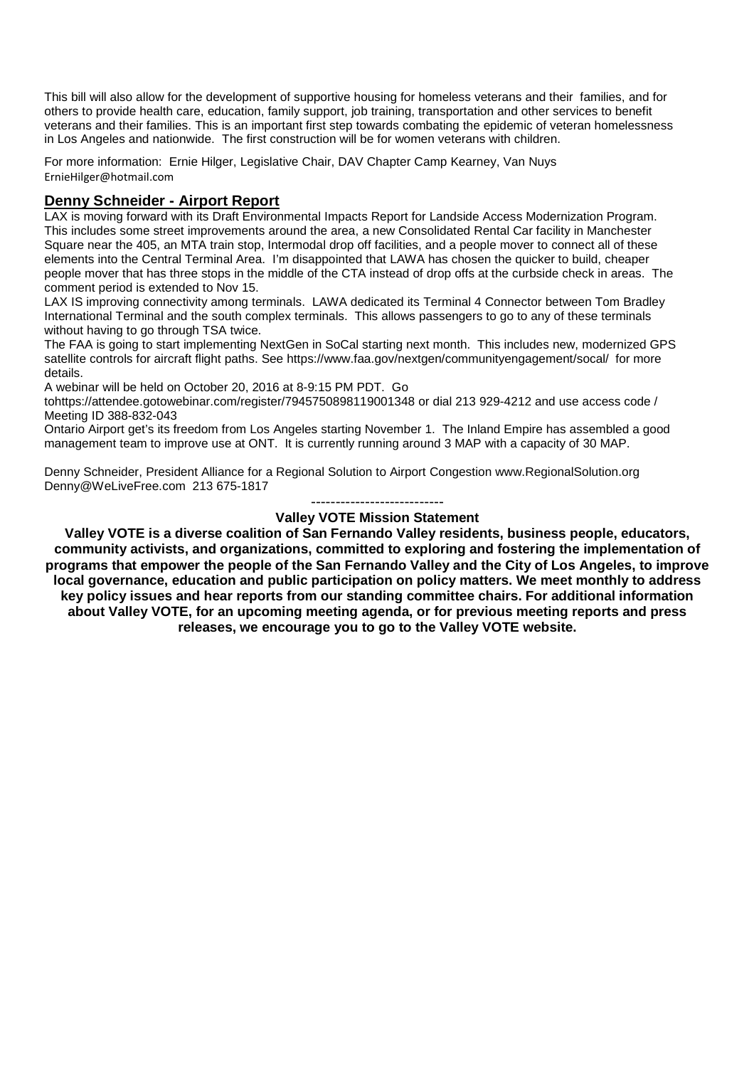This bill will also allow for the development of supportive housing for homeless veterans and their families, and for others to provide health care, education, family support, job training, transportation and other services to benefit veterans and their families. This is an important first step towards combating the epidemic of veteran homelessness in Los Angeles and nationwide. The first construction will be for women veterans with children.

For more information: Ernie Hilger, Legislative Chair, DAV Chapter Camp Kearney, Van Nuys
ErnieHilger@hotmail.com

## Denny Schneider - Airport Report

LAX is moving forward with its Draft Environmental Impacts Report for Landside Access Modernization Program. This includes some street improvements around the area, a new Consolidated Rental Car facility in Manchester Square near the 405, an MTA train stop, Intermodal drop off facilities, and a people mover to connect all of these elements into the Central Terminal Area. I'm disappointed that LAWA has chosen the quicker to build, cheaper people mover that has three stops in the middle of the CTA instead of drop offs at the curbside check in areas. The comment period is extended to Nov 15.

LAX IS improving connectivity among terminals. LAWA dedicated its Terminal 4 Connector between Tom Bradley International Terminal and the south complex terminals. This allows passengers to go to any of these terminals without having to go through TSA twice.

The FAA is going to start implementing NextGen in SoCal starting next month. This includes new, modernized GPS satellite controls for aircraft flight paths. See https://www.faa.gov/nextgen/communityengagement/socal/ for more details.

A webinar will be held on October 20, 2016 at 8-9:15 PM PDT. Go tohttps://attendee.gotowebinar.com/register/7945750898119001348 or dial 213 929-4212 and use access code / Meeting ID 388-832-043

Ontario Airport get's its freedom from Los Angeles starting November 1. The Inland Empire has assembled a good management team to improve use at ONT. It is currently running around 3 MAP with a capacity of 30 MAP.

Denny Schneider, President Alliance for a Regional Solution to Airport Congestion www.RegionalSolution.org
Denny@WeLiveFree.com 213 675-1817

---------------------------

**Valley VOTE Mission Statement**

**Valley VOTE is a diverse coalition of San Fernando Valley residents, business people, educators, community activists, and organizations, committed to exploring and fostering the implementation of programs that empower the people of the San Fernando Valley and the City of Los Angeles, to improve local governance, education and public participation on policy matters. We meet monthly to address key policy issues and hear reports from our standing committee chairs. For additional information about Valley VOTE, for an upcoming meeting agenda, or for previous meeting reports and press releases, we encourage you to go to the Valley VOTE website.**